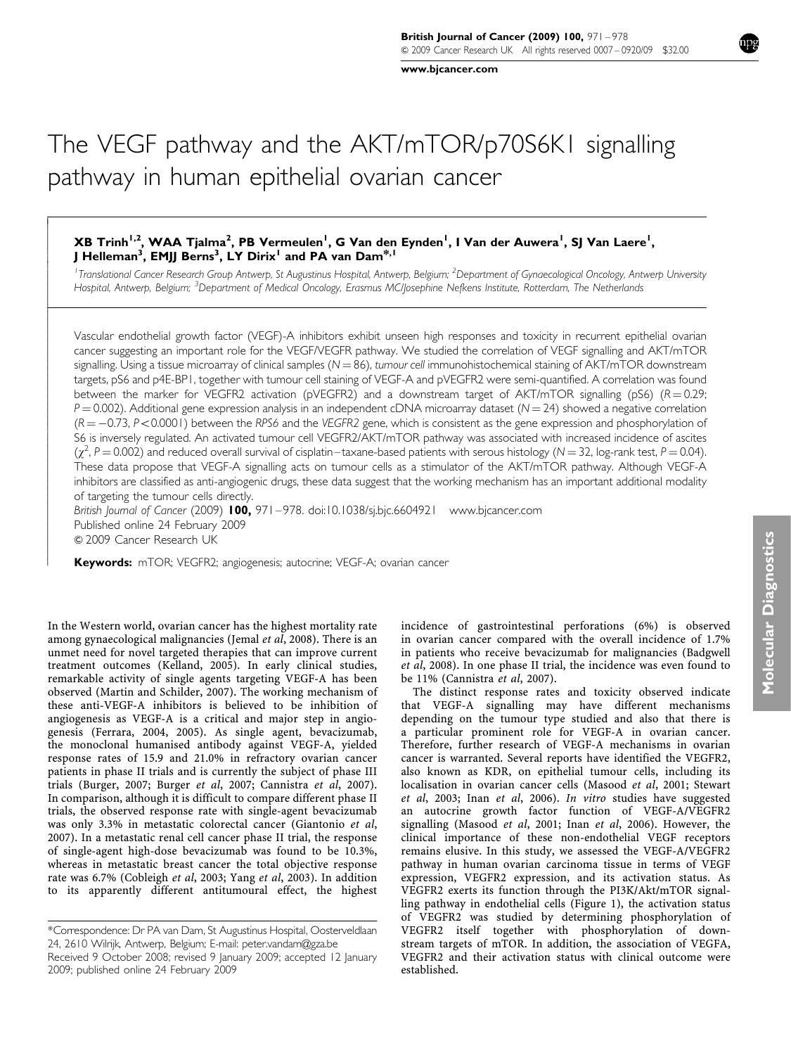# The VEGF pathway and the AKT/mTOR/p70S6K1 signalling pathway in human epithelial ovarian cancer

**XB Trinh[1,2], WAA Tjalma[2], PB Vermeulen[1], G Van den Eynden[1], I Van der Auwera[1], SJ Van Laere[1], J Helleman[3], EMJJ Berns[3], LY Dirix[1] and PA van Dam*[,1]**

[1]Translational Cancer Research Group Antwerp, St Augustinus Hospital, Antwerp, Belgium; [2]Department of Gynaecological Oncology, Antwerp University Hospital, Antwerp, Belgium; [3]Department of Medical Oncology, Erasmus MC/Josephine Nefkens Institute, Rotterdam, The Netherlands

Vascular endothelial growth factor (VEGF)-A inhibitors exhibit unseen high responses and toxicity in recurrent epithelial ovarian cancer suggesting an important role for the VEGF/VEGFR pathway. We studied the correlation of VEGF signalling and AKT/mTOR signalling. Using a tissue microarray of clinical samples ($N = 86$), *tumour cell* immunohistochemical staining of AKT/mTOR downstream targets, pS6 and p4E-BP1, together with tumour cell staining of VEGF-A and pVEGFR2 were semi-quantified. A correlation was found between the marker for VEGFR2 activation (pVEGFR2) and a downstream target of AKT/mTOR signalling (pS6) ($R = 0.29$; $P = 0.002$). Additional gene expression analysis in an independent cDNA microarray dataset ($N = 24$) showed a negative correlation ($R = -0.73$, $P < 0.0001$) between the *RPS6* and the *VEGFR2* gene, which is consistent as the gene expression and phosphorylation of S6 is inversely regulated. An activated tumour cell VEGFR2/AKT/mTOR pathway was associated with increased incidence of ascites ($\chi^2$, $P = 0.002$) and reduced overall survival of cisplatin–taxane-based patients with serous histology ($N = 32$, log-rank test, $P = 0.04$). These data propose that VEGF-A signalling acts on tumour cells as a stimulator of the AKT/mTOR pathway. Although VEGF-A inhibitors are classified as anti-angiogenic drugs, these data suggest that the working mechanism has an important additional modality of targeting the tumour cells directly.

*British Journal of Cancer* (2009) **100**, 971–978. doi:10.1038/sj.bjc.6604921 www.bjcancer.com
Published online 24 February 2009
© 2009 Cancer Research UK

**Keywords:** mTOR; VEGFR2; angiogenesis; autocrine; VEGF-A; ovarian cancer

In the Western world, ovarian cancer has the highest mortality rate among gynaecological malignancies (Jemal *et al*, 2008). There is an unmet need for novel targeted therapies that can improve current treatment outcomes (Kelland, 2005). In early clinical studies, remarkable activity of single agents targeting VEGF-A has been observed (Martin and Schilder, 2007). The working mechanism of these anti-VEGF-A inhibitors is believed to be inhibition of angiogenesis as VEGF-A is a critical and major step in angiogenesis (Ferrara, 2004, 2005). As single agent, bevacizumab, the monoclonal humanised antibody against VEGF-A, yielded response rates of 15.9 and 21.0% in refractory ovarian cancer patients in phase II trials and is currently the subject of phase III trials (Burger, 2007; Burger *et al*, 2007; Cannistra *et al*, 2007). In comparison, although it is difficult to compare different phase II trials, the observed response rate with single-agent bevacizumab was only 3.3% in metastatic colorectal cancer (Giantonio *et al*, 2007). In a metastatic renal cell cancer phase II trial, the response of single-agent high-dose bevacizumab was found to be 10.3%, whereas in metastatic breast cancer the total objective response rate was 6.7% (Cobleigh *et al*, 2003; Yang *et al*, 2003). In addition to its apparently different antitumoural effect, the highest incidence of gastrointestinal perforations (6%) is observed in ovarian cancer compared with the overall incidence of 1.7% in patients who receive bevacizumab for malignancies (Badgwell *et al*, 2008). In one phase II trial, the incidence was even found to be 11% (Cannistra *et al*, 2007).

The distinct response rates and toxicity observed indicate that VEGF-A signalling may have different mechanisms depending on the tumour type studied and also that there is a particular prominent role for VEGF-A in ovarian cancer. Therefore, further research of VEGF-A mechanisms in ovarian cancer is warranted. Several reports have identified the VEGFR2, also known as KDR, on epithelial tumour cells, including its localisation in ovarian cancer cells (Masood *et al*, 2001; Stewart *et al*, 2003; Inan *et al*, 2006). *In vitro* studies have suggested an autocrine growth factor function of VEGF-A/VEGFR2 signalling (Masood *et al*, 2001; Inan *et al*, 2006). However, the clinical importance of these non-endothelial VEGF receptors remains elusive. In this study, we assessed the VEGF-A/VEGFR2 pathway in human ovarian carcinoma tissue in terms of VEGF expression, VEGFR2 expression, and its activation status. As VEGFR2 exerts its function through the PI3K/Akt/mTOR signalling pathway in endothelial cells (Figure 1), the activation status of VEGFR2 was studied by determining phosphorylation of VEGFR2 itself together with phosphorylation of downstream targets of mTOR. In addition, the association of VEGFA, VEGFR2 and their activation status with clinical outcome were established.

*Correspondence: Dr PA van Dam, St Augustinus Hospital, Oosterveldlaan 24, 2610 Wilrijk, Antwerp, Belgium; E-mail: peter.vandam@gza.be
Received 9 October 2008; revised 9 January 2009; accepted 12 January 2009; published online 24 February 2009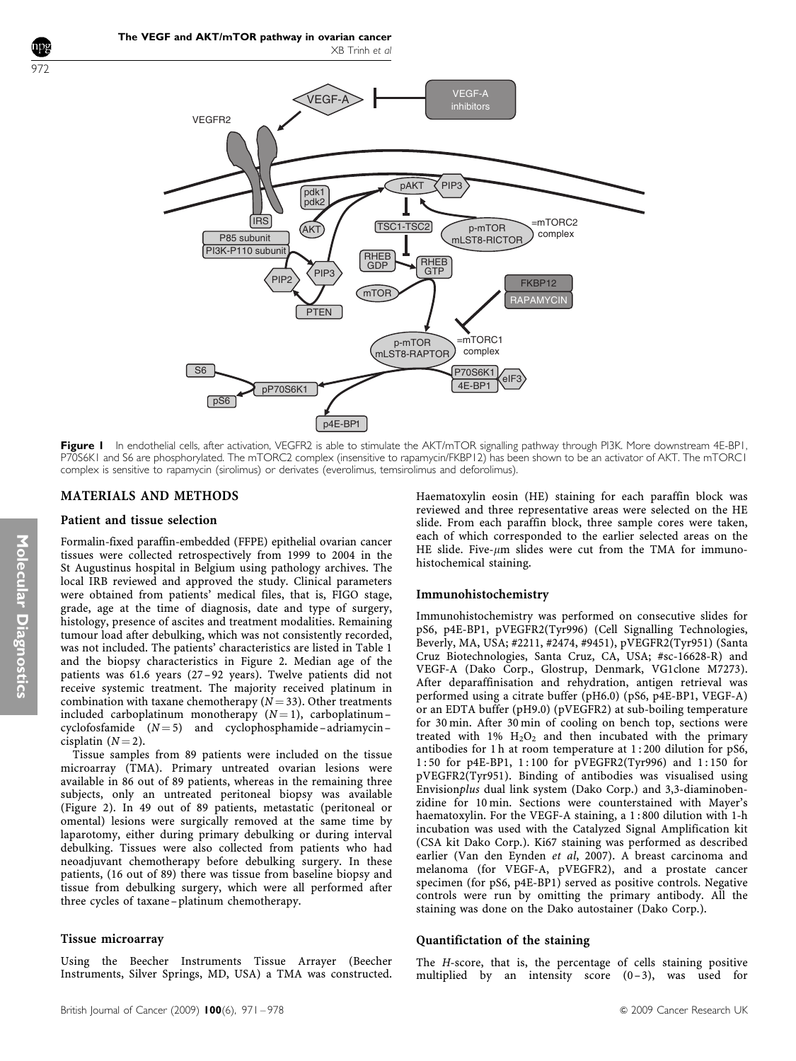**Figure 1** In endothelial cells, after activation, VEGFR2 is able to stimulate the AKT/mTOR signalling pathway through PI3K. More downstream 4E-BP1, P70S6K1 and S6 are phosphorylated. The mTORC2 complex (insensitive to rapamycin/FKBP12) has been shown to be an activator of AKT. The mTORC1 complex is sensitive to rapamycin (sirolimus) or derivates (everolimus, temsirolimus and deforolimus).

## MATERIALS AND METHODS

### Patient and tissue selection

Formalin-fixed paraffin-embedded (FFPE) epithelial ovarian cancer tissues were collected retrospectively from 1999 to 2004 in the St Augustinus hospital in Belgium using pathology archives. The local IRB reviewed and approved the study. Clinical parameters were obtained from patients' medical files, that is, FIGO stage, grade, age at the time of diagnosis, date and type of surgery, histology, presence of ascites and treatment modalities. Remaining tumour load after debulking, which was not consistently recorded, was not included. The patients' characteristics are listed in Table 1 and the biopsy characteristics in Figure 2. Median age of the patients was 61.6 years (27–92 years). Twelve patients did not receive systemic treatment. The majority received platinum in combination with taxane chemotherapy ($N = 33$). Other treatments included carboplatinum monotherapy ($N = 1$), carboplatinum–cyclofosfamide ($N = 5$) and cyclophosphamide–adriamycin–cisplatin ($N = 2$).

Tissue samples from 89 patients were included on the tissue microarray (TMA). Primary untreated ovarian lesions were available in 86 out of 89 patients, whereas in the remaining three subjects, only an untreated peritoneal biopsy was available (Figure 2). In 49 out of 89 patients, metastatic (peritoneal or omental) lesions were surgically removed at the same time by laparotomy, either during primary debulking or during interval debulking. Tissues were also collected from patients who had neoadjuvant chemotherapy before debulking surgery. In these patients, (16 out of 89) there was tissue from baseline biopsy and tissue from debulking surgery, which were all performed after three cycles of taxane–platinum chemotherapy.

### Tissue microarray

Using the Beecher Instruments Tissue Arrayer (Beecher Instruments, Silver Springs, MD, USA) a TMA was constructed. Haematoxylin eosin (HE) staining for each paraffin block was reviewed and three representative areas were selected on the HE slide. From each paraffin block, three sample cores were taken, each of which corresponded to the earlier selected areas on the HE slide. Five-$\mu$m slides were cut from the TMA for immunohistochemical staining.

### Immunohistochemistry

Immunohistochemistry was performed on consecutive slides for pS6, p4E-BP1, pVEGFR2(Tyr996) (Cell Signalling Technologies, Beverly, MA, USA; #2211, #2474, #9451), pVEGFR2(Tyr951) (Santa Cruz Biotechnologies, Santa Cruz, CA, USA; #sc-16628-R) and VEGF-A (Dako Corp., Glostrup, Denmark, VG1clone M7273). After deparaffinisation and rehydration, antigen retrieval was performed using a citrate buffer (pH6.0) (pS6, p4E-BP1, VEGF-A) or an EDTA buffer (pH9.0) (pVEGFR2) at sub-boiling temperature for 30 min. After 30 min of cooling on bench top, sections were treated with 1% $H_2O_2$ and then incubated with the primary antibodies for 1 h at room temperature at 1 : 200 dilution for pS6, 1 : 50 for p4E-BP1, 1 : 100 for pVEGFR2(Tyr996) and 1 : 150 for pVEGFR2(Tyr951). Binding of antibodies was visualised using Envision*plus* dual link system (Dako Corp.) and 3,3-diaminobenzidine for 10 min. Sections were counterstained with Mayer's haematoxylin. For the VEGF-A staining, a 1 : 800 dilution with 1-h incubation was used with the Catalyzed Signal Amplification kit (CSA kit Dako Corp.). Ki67 staining was performed as described earlier (Van den Eynden *et al*, 2007). A breast carcinoma and melanoma (for VEGF-A, pVEGFR2), and a prostate cancer specimen (for pS6, p4E-BP1) served as positive controls. Negative controls were run by omitting the primary antibody. All the staining was done on the Dako autostainer (Dako Corp.).

### Quantifictation of the staining

The *H*-score, that is, the percentage of cells staining positive multiplied by an intensity score (0–3), was used for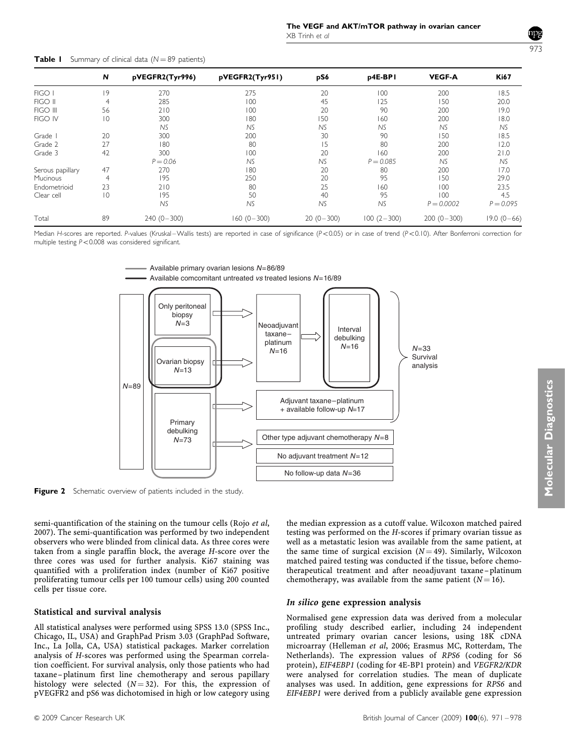**Table 1** Summary of clinical data ($N = 89$ patients)

| | *N* | pVEGFR2(Tyr996) | pVEGFR2(Tyr951) | pS6 | p4E-BP1 | VEGF-A | Ki67 |
|---|---|---|---|---|---|---|---|
| FIGO I | 19 | 270 | 275 | 20 | 100 | 200 | 18.5 |
| FIGO II | 4 | 285 | 100 | 45 | 125 | 150 | 20.0 |
| FIGO III | 56 | 210 | 100 | 20 | 90 | 200 | 19.0 |
| FIGO IV | 10 | 300 | 180 | 150 | 160 | 200 | 18.0 |
| | | *NS* | *NS* | *NS* | *NS* | *NS* | *NS* |
| Grade 1 | 20 | 300 | 200 | 30 | 90 | 150 | 18.5 |
| Grade 2 | 27 | 180 | 80 | 15 | 80 | 200 | 12.0 |
| Grade 3 | 42 | 300 | 100 | 20 | 160 | 200 | 21.0 |
| | | *P = 0.06* | *NS* | *NS* | *P = 0.085* | *NS* | *NS* |
| Serous papillary | 47 | 270 | 180 | 20 | 80 | 200 | 17.0 |
| Mucinous | 4 | 195 | 250 | 20 | 95 | 150 | 29.0 |
| Endometrioid | 23 | 210 | 80 | 25 | 160 | 100 | 23.5 |
| Clear cell | 10 | 195 | 50 | 40 | 95 | 100 | 4.5 |
| | | *NS* | *NS* | *NS* | *NS* | *P = 0.0002* | *P = 0.095* |
| Total | 89 | 240 (0–300) | 160 (0–300) | 20 (0–300) | 100 (2–300) | 200 (0–300) | 19.0 (0–66) |

Median *H*-scores are reported. *P*-values (Kruskal–Wallis tests) are reported in case of significance ($P<0.05$) or in case of trend ($P<0.10$). After Bonferroni correction for multiple testing $P<0.008$ was considered significant.

**Figure 2** Schematic overview of patients included in the study.

semi-quantification of the staining on the tumour cells (Rojo *et al*, 2007). The semi-quantification was performed by two independent observers who were blinded from clinical data. As three cores were taken from a single paraffin block, the average *H*-score over the three cores was used for further analysis. Ki67 staining was quantified with a proliferation index (number of Ki67 positive proliferating tumour cells per 100 tumour cells) using 200 counted cells per tissue core.

### Statistical and survival analysis

All statistical analyses were performed using SPSS 13.0 (SPSS Inc., Chicago, IL, USA) and GraphPad Prism 3.03 (GraphPad Software, Inc., La Jolla, CA, USA) statistical packages. Marker correlation analysis of *H*-scores was performed using the Spearman correlation coefficient. For survival analysis, only those patients who had taxane–platinum first line chemotherapy and serous papillary histology were selected ($N = 32$). For this, the expression of pVEGFR2 and pS6 was dichotomised in high or low category using the median expression as a cutoff value. Wilcoxon matched paired testing was performed on the *H*-scores if primary ovarian tissue as well as a metastatic lesion was available from the same patient, at the same time of surgical excision ($N = 49$). Similarly, Wilcoxon matched paired testing was conducted if the tissue, before chemotherapeutical treatment and after neoadjuvant taxane–platinum chemotherapy, was available from the same patient ($N = 16$).

### *In silico* gene expression analysis

Normalised gene expression data was derived from a molecular profiling study described earlier, including 24 independent untreated primary ovarian cancer lesions, using 18K cDNA microarray (Helleman *et al*, 2006; Erasmus MC, Rotterdam, The Netherlands). The expression values of *RPS6* (coding for S6 protein), *EIF4EBP1* (coding for 4E-BP1 protein) and *VEGFR2/KDR* were analysed for correlation studies. The mean of duplicate analyses was used. In addition, gene expressions for *RPS6* and *EIF4EBP1* were derived from a publicly available gene expression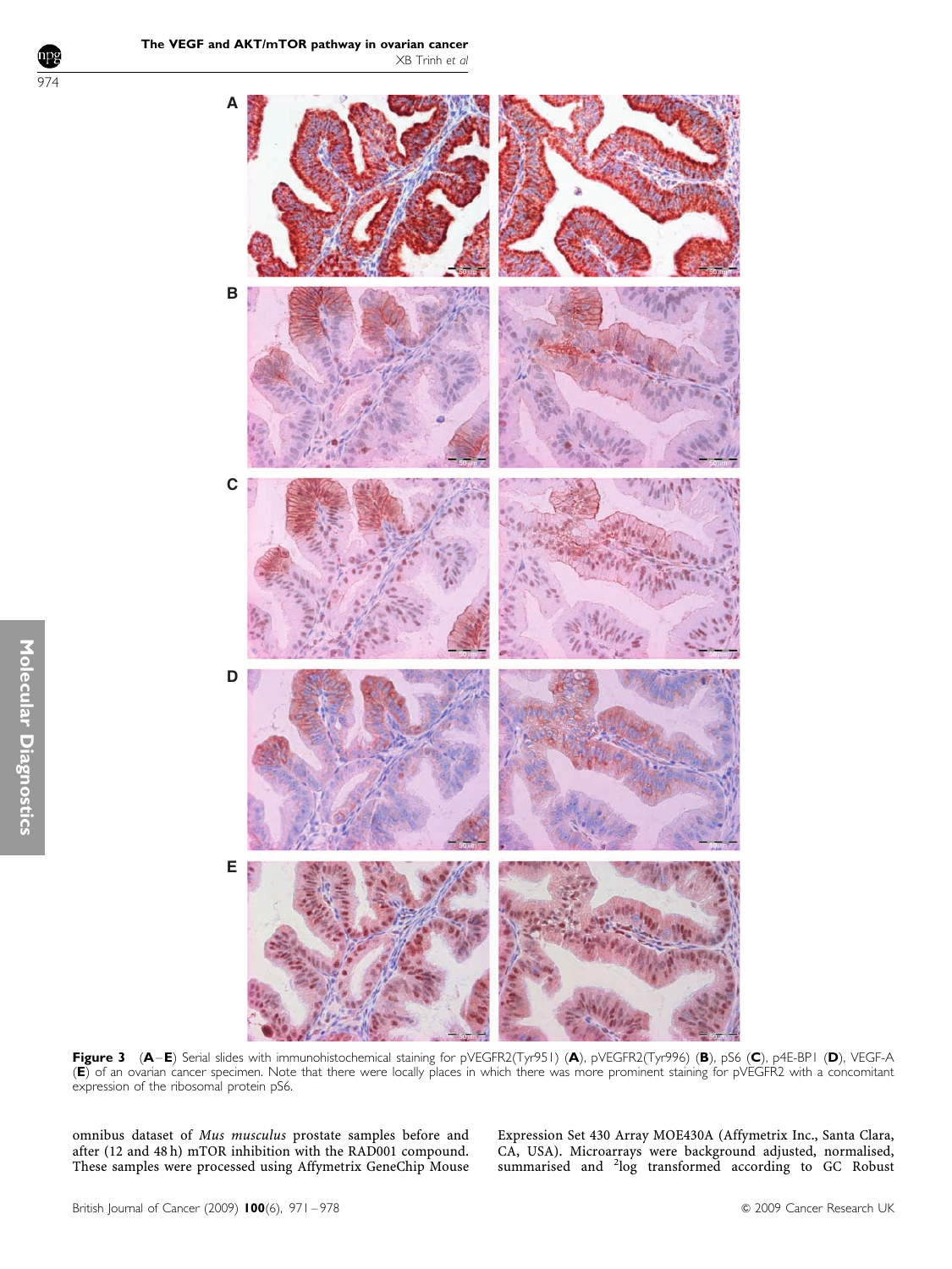**Figure 3** (**A**–**E**) Serial slides with immunohistochemical staining for pVEGFR2(Tyr951) (**A**), pVEGFR2(Tyr996) (**B**), pS6 (**C**), p4E-BP1 (**D**), VEGF-A (**E**) of an ovarian cancer specimen. Note that there were locally places in which there was more prominent staining for pVEGFR2 with a concomitant expression of the ribosomal protein pS6.

omnibus dataset of *Mus musculus* prostate samples before and after (12 and 48 h) mTOR inhibition with the RAD001 compound. These samples were processed using Affymetrix GeneChip Mouse Expression Set 430 Array MOE430A (Affymetrix Inc., Santa Clara, CA, USA). Microarrays were background adjusted, normalised, summarised and $^{2}$log transformed according to GC Robust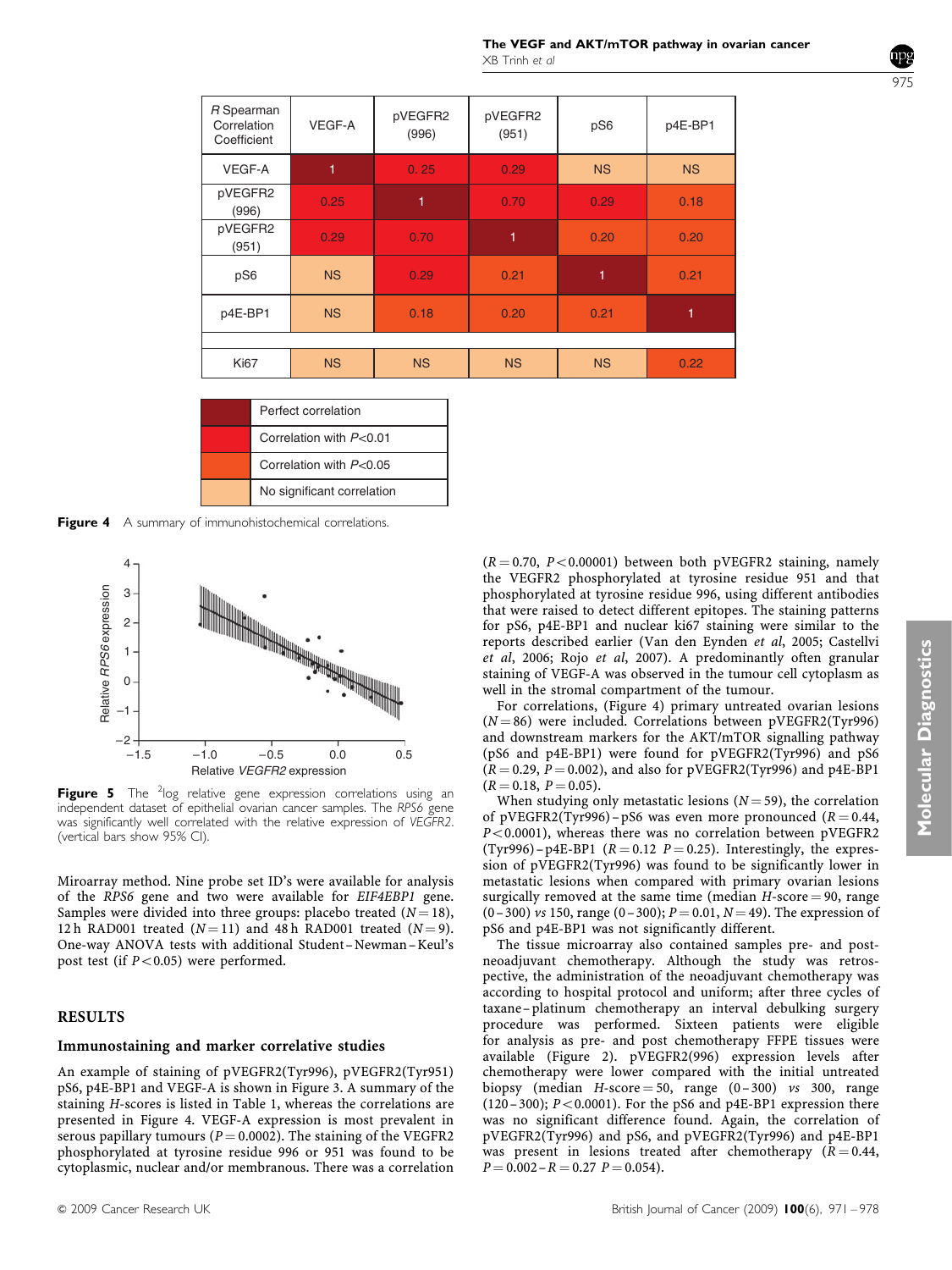| R Spearman Correlation Coefficient | VEGF-A | pVEGFR2 (996) | pVEGFR2 (951) | pS6 | p4E-BP1 |
|---|---|---|---|---|---|
| VEGF-A | 1 | 0. 25 | 0.29 | NS | NS |
| pVEGFR2 (996) | 0.25 | 1 | 0.70 | 0.29 | 0.18 |
| pVEGFR2 (951) | 0.29 | 0.70 | 1 | 0.20 | 0.20 |
| pS6 | NS | 0.29 | 0.21 | 1 | 0.21 |
| p4E-BP1 | NS | 0.18 | 0.20 | 0.21 | 1 |
| Ki67 | NS | NS | NS | NS | 0.22 |

| Legend | |
|---|---|
| (dark red) | Perfect correlation |
| (red) | Correlation with $P<0.01$ |
| (orange) | Correlation with $P<0.05$ |
| (light orange) | No significant correlation |

**Figure 4** A summary of immunohistochemical correlations.

**Figure 5** The $^2$log relative gene expression correlations using an independent dataset of epithelial ovarian cancer samples. The *RPS6* gene was significantly well correlated with the relative expression of *VEGFR2*. (vertical bars show 95% CI).

Miroarray method. Nine probe set ID's were available for analysis of the *RPS6* gene and two were available for *EIF4EBP1* gene. Samples were divided into three groups: placebo treated ($N=18$), 12 h RAD001 treated ($N=11$) and 48 h RAD001 treated ($N=9$). One-way ANOVA tests with additional Student–Newman–Keul's post test (if $P<0.05$) were performed.

## RESULTS

### Immunostaining and marker correlative studies

An example of staining of pVEGFR2(Tyr996), pVEGFR2(Tyr951) pS6, p4E-BP1 and VEGF-A is shown in Figure 3. A summary of the staining *H*-scores is listed in Table 1, whereas the correlations are presented in Figure 4. VEGF-A expression is most prevalent in serous papillary tumours ($P=0.0002$). The staining of the VEGFR2 phosphorylated at tyrosine residue 996 or 951 was found to be cytoplasmic, nuclear and/or membranous. There was a correlation ($R=0.70$, $P<0.00001$) between both pVEGFR2 staining, namely the VEGFR2 phosphorylated at tyrosine residue 951 and that phosphorylated at tyrosine residue 996, using different antibodies that were raised to detect different epitopes. The staining patterns for pS6, p4E-BP1 and nuclear ki67 staining were similar to the reports described earlier (Van den Eynden *et al*, 2005; Castellvi *et al*, 2006; Rojo *et al*, 2007). A predominantly often granular staining of VEGF-A was observed in the tumour cell cytoplasm as well in the stromal compartment of the tumour.

For correlations, (Figure 4) primary untreated ovarian lesions ($N=86$) were included. Correlations between pVEGFR2(Tyr996) and downstream markers for the AKT/mTOR signalling pathway (pS6 and p4E-BP1) were found for pVEGFR2(Tyr996) and pS6 ($R=0.29$, $P=0.002$), and also for pVEGFR2(Tyr996) and p4E-BP1 ($R=0.18$, $P=0.05$).

When studying only metastatic lesions ($N=59$), the correlation of pVEGFR2(Tyr996)–pS6 was even more pronounced ($R=0.44$, $P<0.0001$), whereas there was no correlation between pVEGFR2 (Tyr996)–p4E-BP1 ($R=0.12$ $P=0.25$). Interestingly, the expression of pVEGFR2(Tyr996) was found to be significantly lower in metastatic lesions when compared with primary ovarian lesions surgically removed at the same time (median *H*-score = 90, range (0–300) *vs* 150, range (0–300); $P=0.01$, $N=49$). The expression of pS6 and p4E-BP1 was not significantly different.

The tissue microarray also contained samples pre- and post-neoadjuvant chemotherapy. Although the study was retrospective, the administration of the neoadjuvant chemotherapy was according to hospital protocol and uniform; after three cycles of taxane–platinum chemotherapy an interval debulking surgery procedure was performed. Sixteen patients were eligible for analysis as pre- and post chemotherapy FFPE tissues were available (Figure 2). pVEGFR2(996) expression levels after chemotherapy were lower compared with the initial untreated biopsy (median *H*-score = 50, range (0–300) *vs* 300, range (120–300); $P<0.0001$). For the pS6 and p4E-BP1 expression there was no significant difference found. Again, the correlation of pVEGFR2(Tyr996) and pS6, and pVEGFR2(Tyr996) and p4E-BP1 was present in lesions treated after chemotherapy ($R=0.44$, $P=0.002$–$R=0.27$ $P=0.054$).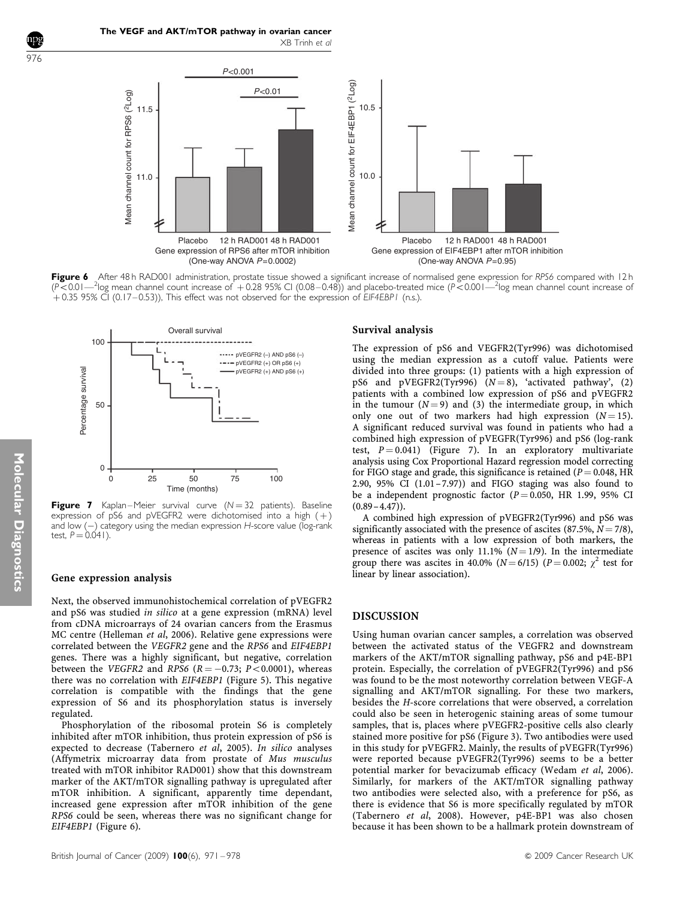**Figure 6** After 48 h RAD001 administration, prostate tissue showed a significant increase of normalised gene expression for *RPS6* compared with 12 h ($P<0.01$—$^2$log mean channel count increase of +0.28 95% CI (0.08–0.48)) and placebo-treated mice ($P<0.001$—$^2$log mean channel count increase of +0.35 95% CI (0.17–0.53)), This effect was not observed for the expression of *EIF4EBP1* (n.s.).

**Figure 7** Kaplan–Meier survival curve ($N=32$ patients). Baseline expression of pS6 and pVEGFR2 were dichotomised into a high (+) and low (−) category using the median expression *H*-score value (log-rank test, $P=0.041$).

### Gene expression analysis

Next, the observed immunohistochemical correlation of pVEGFR2 and pS6 was studied *in silico* at a gene expression (mRNA) level from cDNA microarrays of 24 ovarian cancers from the Erasmus MC centre (Helleman *et al*, 2006). Relative gene expressions were correlated between the *VEGFR2* gene and the *RPS6* and *EIF4EBP1* genes. There was a highly significant, but negative, correlation between the *VEGFR2* and *RPS6* ($R=-0.73$; $P<0.0001$), whereas there was no correlation with *EIF4EBP1* (Figure 5). This negative correlation is compatible with the findings that the gene expression of S6 and its phosphorylation status is inversely regulated.

Phosphorylation of the ribosomal protein S6 is completely inhibited after mTOR inhibition, thus protein expression of pS6 is expected to decrease (Tabernero *et al*, 2005). *In silico* analyses (Affymetrix microarray data from prostate of *Mus musculus* treated with mTOR inhibitor RAD001) show that this downstream marker of the AKT/mTOR signalling pathway is upregulated after mTOR inhibition. A significant, apparently time dependant, increased gene expression after mTOR inhibition of the gene *RPS6* could be seen, whereas there was no significant change for *EIF4EBP1* (Figure 6).

### Survival analysis

The expression of pS6 and VEGFR2(Tyr996) was dichotomised using the median expression as a cutoff value. Patients were divided into three groups: (1) patients with a high expression of pS6 and pVEGFR2(Tyr996) ($N=8$), 'activated pathway', (2) patients with a combined low expression of pS6 and pVEGFR2 in the tumour ($N=9$) and (3) the intermediate group, in which only one out of two markers had high expression ($N=15$). A significant reduced survival was found in patients who had a combined high expression of pVEGFR(Tyr996) and pS6 (log-rank test, $P=0.041$) (Figure 7). In an exploratory multivariate analysis using Cox Proportional Hazard regression model correcting for FIGO stage and grade, this significance is retained ($P=0.048$, HR 2.90, 95% CI (1.01–7.97)) and FIGO staging was also found to be a independent prognostic factor ($P=0.050$, HR 1.99, 95% CI (0.89–4.47)).

A combined high expression of pVEGFR2(Tyr996) and pS6 was significantly associated with the presence of ascites (87.5%, $N=7/8$), whereas in patients with a low expression of both markers, the presence of ascites was only 11.1% ($N=1/9$). In the intermediate group there was ascites in 40.0% ($N=6/15$) ($P=0.002$; $\chi^2$ test for linear by linear association).

## DISCUSSION

Using human ovarian cancer samples, a correlation was observed between the activated status of the VEGFR2 and downstream markers of the AKT/mTOR signalling pathway, pS6 and p4E-BP1 protein. Especially, the correlation of pVEGFR2(Tyr996) and pS6 was found to be the most noteworthy correlation between VEGF-A signalling and AKT/mTOR signalling. For these two markers, besides the *H*-score correlations that were observed, a correlation could also be seen in heterogenic staining areas of some tumour samples, that is, places where pVEGFR2-positive cells also clearly stained more positive for pS6 (Figure 3). Two antibodies were used in this study for pVEGFR2. Mainly, the results of pVEGFR(Tyr996) were reported because pVEGFR2(Tyr996) seems to be a better potential marker for bevacizumab efficacy (Wedam *et al*, 2006). Similarly, for markers of the AKT/mTOR signalling pathway two antibodies were selected also, with a preference for pS6, as there is evidence that S6 is more specifically regulated by mTOR (Tabernero *et al*, 2008). However, p4E-BP1 was also chosen because it has been shown to be a hallmark protein downstream of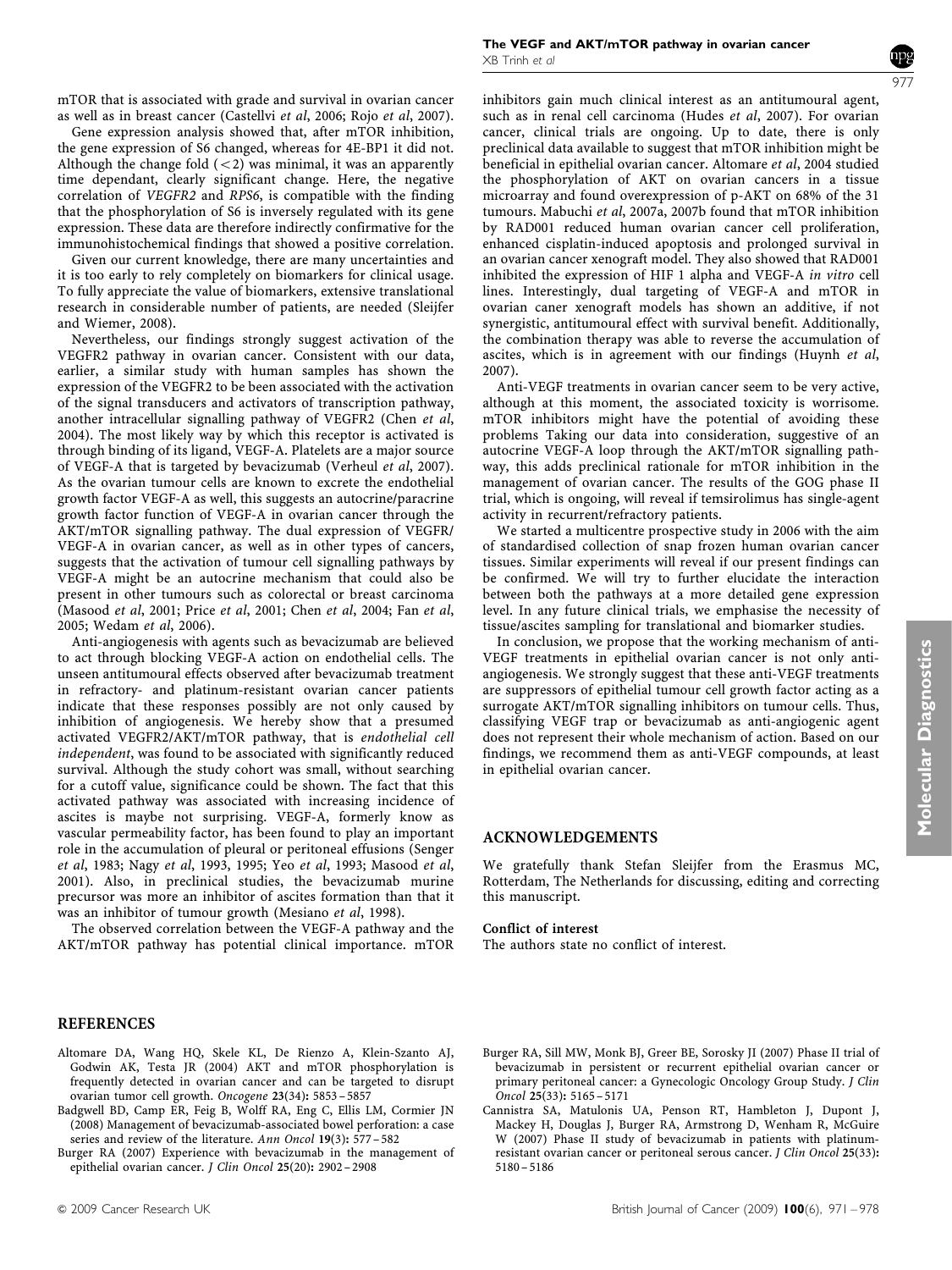mTOR that is associated with grade and survival in ovarian cancer as well as in breast cancer (Castellvi *et al*, 2006; Rojo *et al*, 2007).

Gene expression analysis showed that, after mTOR inhibition, the gene expression of S6 changed, whereas for 4E-BP1 it did not. Although the change fold ($<2$) was minimal, it was an apparently time dependant, clearly significant change. Here, the negative correlation of *VEGFR2* and *RPS6*, is compatible with the finding that the phosphorylation of S6 is inversely regulated with its gene expression. These data are therefore indirectly confirmative for the immunohistochemical findings that showed a positive correlation.

Given our current knowledge, there are many uncertainties and it is too early to rely completely on biomarkers for clinical usage. To fully appreciate the value of biomarkers, extensive translational research in considerable number of patients, are needed (Sleijfer and Wiemer, 2008).

Nevertheless, our findings strongly suggest activation of the VEGFR2 pathway in ovarian cancer. Consistent with our data, earlier, a similar study with human samples has shown the expression of the VEGFR2 to be been associated with the activation of the signal transducers and activators of transcription pathway, another intracellular signalling pathway of VEGFR2 (Chen *et al*, 2004). The most likely way by which this receptor is activated is through binding of its ligand, VEGF-A. Platelets are a major source of VEGF-A that is targeted by bevacizumab (Verheul *et al*, 2007). As the ovarian tumour cells are known to excrete the endothelial growth factor VEGF-A as well, this suggests an autocrine/paracrine growth factor function of VEGF-A in ovarian cancer through the AKT/mTOR signalling pathway. The dual expression of VEGFR/VEGF-A in ovarian cancer, as well as in other types of cancers, suggests that the activation of tumour cell signalling pathways by VEGF-A might be an autocrine mechanism that could also be present in other tumours such as colorectal or breast carcinoma (Masood *et al*, 2001; Price *et al*, 2001; Chen *et al*, 2004; Fan *et al*, 2005; Wedam *et al*, 2006).

Anti-angiogenesis with agents such as bevacizumab are believed to act through blocking VEGF-A action on endothelial cells. The unseen antitumoural effects observed after bevacizumab treatment in refractory- and platinum-resistant ovarian cancer patients indicate that these responses possibly are not only caused by inhibition of angiogenesis. We hereby show that a presumed activated VEGFR2/AKT/mTOR pathway, that is *endothelial cell independent*, was found to be associated with significantly reduced survival. Although the study cohort was small, without searching for a cutoff value, significance could be shown. The fact that this activated pathway was associated with increasing incidence of ascites is maybe not surprising. VEGF-A, formerly know as vascular permeability factor, has been found to play an important role in the accumulation of pleural or peritoneal effusions (Senger *et al*, 1983; Nagy *et al*, 1993, 1995; Yeo *et al*, 1993; Masood *et al*, 2001). Also, in preclinical studies, the bevacizumab murine precursor was more an inhibitor of ascites formation than that it was an inhibitor of tumour growth (Mesiano *et al*, 1998).

The observed correlation between the VEGF-A pathway and the AKT/mTOR pathway has potential clinical importance. mTOR inhibitors gain much clinical interest as an antitumoural agent, such as in renal cell carcinoma (Hudes *et al*, 2007). For ovarian cancer, clinical trials are ongoing. Up to date, there is only preclinical data available to suggest that mTOR inhibition might be beneficial in epithelial ovarian cancer. Altomare *et al*, 2004 studied the phosphorylation of AKT on ovarian cancers in a tissue microarray and found overexpression of p-AKT on 68% of the 31 tumours. Mabuchi *et al*, 2007a, 2007b found that mTOR inhibition by RAD001 reduced human ovarian cancer cell proliferation, enhanced cisplatin-induced apoptosis and prolonged survival in an ovarian cancer xenograft model. They also showed that RAD001 inhibited the expression of HIF 1 alpha and VEGF-A *in vitro* cell lines. Interestingly, dual targeting of VEGF-A and mTOR in ovarian caner xenograft models has shown an additive, if not synergistic, antitumoural effect with survival benefit. Additionally, the combination therapy was able to reverse the accumulation of ascites, which is in agreement with our findings (Huynh *et al*, 2007).

Anti-VEGF treatments in ovarian cancer seem to be very active, although at this moment, the associated toxicity is worrisome. mTOR inhibitors might have the potential of avoiding these problems Taking our data into consideration, suggestive of an autocrine VEGF-A loop through the AKT/mTOR signalling pathway, this adds preclinical rationale for mTOR inhibition in the management of ovarian cancer. The results of the GOG phase II trial, which is ongoing, will reveal if temsirolimus has single-agent activity in recurrent/refractory patients.

We started a multicentre prospective study in 2006 with the aim of standardised collection of snap frozen human ovarian cancer tissues. Similar experiments will reveal if our present findings can be confirmed. We will try to further elucidate the interaction between both the pathways at a more detailed gene expression level. In any future clinical trials, we emphasise the necessity of tissue/ascites sampling for translational and biomarker studies.

In conclusion, we propose that the working mechanism of anti-VEGF treatments in epithelial ovarian cancer is not only anti-angiogenesis. We strongly suggest that these anti-VEGF treatments are suppressors of epithelial tumour cell growth factor acting as a surrogate AKT/mTOR signalling inhibitors on tumour cells. Thus, classifying VEGF trap or bevacizumab as anti-angiogenic agent does not represent their whole mechanism of action. Based on our findings, we recommend them as anti-VEGF compounds, at least in epithelial ovarian cancer.

## ACKNOWLEDGEMENTS

We gratefully thank Stefan Sleijfer from the Erasmus MC, Rotterdam, The Netherlands for discussing, editing and correcting this manuscript.

### Conflict of interest

The authors state no conflict of interest.

## REFERENCES

Altomare DA, Wang HQ, Skele KL, De Rienzo A, Klein-Szanto AJ, Godwin AK, Testa JR (2004) AKT and mTOR phosphorylation is frequently detected in ovarian cancer and can be targeted to disrupt ovarian tumor cell growth. *Oncogene* **23**(34): 5853–5857

Badgwell BD, Camp ER, Feig B, Wolff RA, Eng C, Ellis LM, Cormier JN (2008) Management of bevacizumab-associated bowel perforation: a case series and review of the literature. *Ann Oncol* **19**(3): 577–582

Burger RA (2007) Experience with bevacizumab in the management of epithelial ovarian cancer. *J Clin Oncol* **25**(20): 2902–2908

Burger RA, Sill MW, Monk BJ, Greer BE, Sorosky JI (2007) Phase II trial of bevacizumab in persistent or recurrent epithelial ovarian cancer or primary peritoneal cancer: a Gynecologic Oncology Group Study. *J Clin Oncol* **25**(33): 5165–5171

Cannistra SA, Matulonis UA, Penson RT, Hambleton J, Dupont J, Mackey H, Douglas J, Burger RA, Armstrong D, Wenham R, McGuire W (2007) Phase II study of bevacizumab in patients with platinum-resistant ovarian cancer or peritoneal serous cancer. *J Clin Oncol* **25**(33): 5180–5186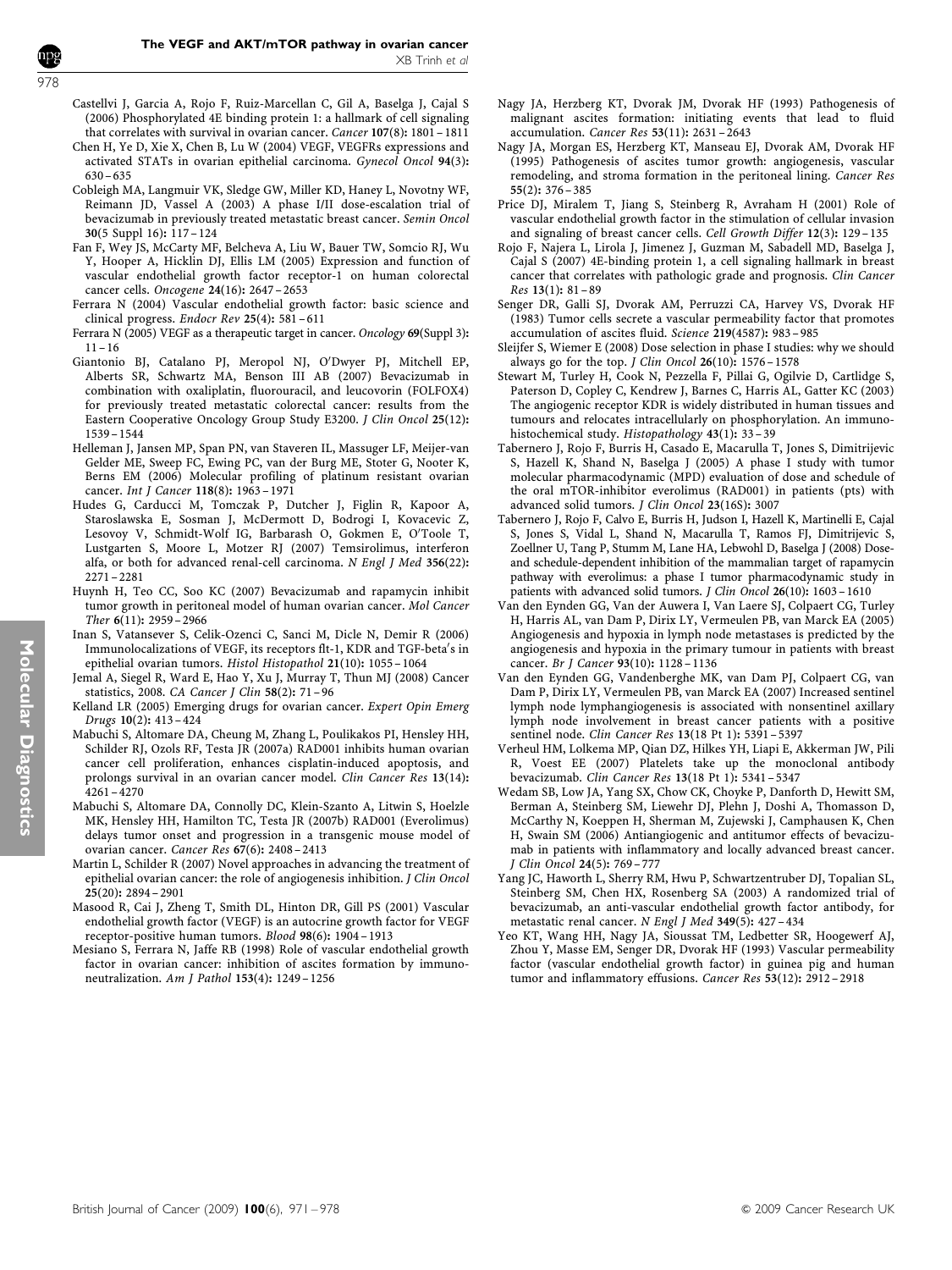Castellvi J, Garcia A, Rojo F, Ruiz-Marcellan C, Gil A, Baselga J, Cajal S (2006) Phosphorylated 4E binding protein 1: a hallmark of cell signaling that correlates with survival in ovarian cancer. *Cancer* **107**(8): 1801–1811

Chen H, Ye D, Xie X, Chen B, Lu W (2004) VEGF, VEGFRs expressions and activated STATs in ovarian epithelial carcinoma. *Gynecol Oncol* **94**(3): 630–635

Cobleigh MA, Langmuir VK, Sledge GW, Miller KD, Haney L, Novotny WF, Reimann JD, Vassel A (2003) A phase I/II dose-escalation trial of bevacizumab in previously treated metastatic breast cancer. *Semin Oncol* **30**(5 Suppl 16): 117–124

Fan F, Wey JS, McCarty MF, Belcheva A, Liu W, Bauer TW, Somcio RJ, Wu Y, Hooper A, Hicklin DJ, Ellis LM (2005) Expression and function of vascular endothelial growth factor receptor-1 on human colorectal cancer cells. *Oncogene* **24**(16): 2647–2653

Ferrara N (2004) Vascular endothelial growth factor: basic science and clinical progress. *Endocr Rev* **25**(4): 581–611

Ferrara N (2005) VEGF as a therapeutic target in cancer. *Oncology* **69**(Suppl 3): 11–16

Giantonio BJ, Catalano PJ, Meropol NJ, O'Dwyer PJ, Mitchell EP, Alberts SR, Schwartz MA, Benson III AB (2007) Bevacizumab in combination with oxaliplatin, fluorouracil, and leucovorin (FOLFOX4) for previously treated metastatic colorectal cancer: results from the Eastern Cooperative Oncology Group Study E3200. *J Clin Oncol* **25**(12): 1539–1544

Helleman J, Jansen MP, Span PN, van Staveren IL, Massuger LF, Meijer-van Gelder ME, Sweep FC, Ewing PC, van der Burg ME, Stoter G, Nooter K, Berns EM (2006) Molecular profiling of platinum resistant ovarian cancer. *Int J Cancer* **118**(8): 1963–1971

Hudes G, Carducci M, Tomczak P, Dutcher J, Figlin R, Kapoor A, Staroslawska E, Sosman J, McDermott D, Bodrogi I, Kovacevic Z, Lesovoy V, Schmidt-Wolf IG, Barbarash O, Gokmen E, O'Toole T, Lustgarten S, Moore L, Motzer RJ (2007) Temsirolimus, interferon alfa, or both for advanced renal-cell carcinoma. *N Engl J Med* **356**(22): 2271–2281

Huynh H, Teo CC, Soo KC (2007) Bevacizumab and rapamycin inhibit tumor growth in peritoneal model of human ovarian cancer. *Mol Cancer Ther* **6**(11): 2959–2966

Inan S, Vatansever S, Celik-Ozenci C, Sanci M, Dicle N, Demir R (2006) Immunolocalizations of VEGF, its receptors flt-1, KDR and TGF-beta's in epithelial ovarian tumors. *Histol Histopathol* **21**(10): 1055–1064

Jemal A, Siegel R, Ward E, Hao Y, Xu J, Murray T, Thun MJ (2008) Cancer statistics, 2008. *CA Cancer J Clin* **58**(2): 71–96

Kelland LR (2005) Emerging drugs for ovarian cancer. *Expert Opin Emerg Drugs* **10**(2): 413–424

Mabuchi S, Altomare DA, Cheung M, Zhang L, Poulikakos PI, Hensley HH, Schilder RJ, Ozols RF, Testa JR (2007a) RAD001 inhibits human ovarian cancer cell proliferation, enhances cisplatin-induced apoptosis, and prolongs survival in an ovarian cancer model. *Clin Cancer Res* **13**(14): 4261–4270

Mabuchi S, Altomare DA, Connolly DC, Klein-Szanto A, Litwin S, Hoelzle MK, Hensley HH, Hamilton TC, Testa JR (2007b) RAD001 (Everolimus) delays tumor onset and progression in a transgenic mouse model of ovarian cancer. *Cancer Res* **67**(6): 2408–2413

Martin L, Schilder R (2007) Novel approaches in advancing the treatment of epithelial ovarian cancer: the role of angiogenesis inhibition. *J Clin Oncol* **25**(20): 2894–2901

Masood R, Cai J, Zheng T, Smith DL, Hinton DR, Gill PS (2001) Vascular endothelial growth factor (VEGF) is an autocrine growth factor for VEGF receptor-positive human tumors. *Blood* **98**(6): 1904–1913

Mesiano S, Ferrara N, Jaffe RB (1998) Role of vascular endothelial growth factor in ovarian cancer: inhibition of ascites formation by immunoneutralization. *Am J Pathol* **153**(4): 1249–1256

Nagy JA, Herzberg KT, Dvorak JM, Dvorak HF (1993) Pathogenesis of malignant ascites formation: initiating events that lead to fluid accumulation. *Cancer Res* **53**(11): 2631–2643

Nagy JA, Morgan ES, Herzberg KT, Manseau EJ, Dvorak AM, Dvorak HF (1995) Pathogenesis of ascites tumor growth: angiogenesis, vascular remodeling, and stroma formation in the peritoneal lining. *Cancer Res* **55**(2): 376–385

Price DJ, Miralem T, Jiang S, Steinberg R, Avraham H (2001) Role of vascular endothelial growth factor in the stimulation of cellular invasion and signaling of breast cancer cells. *Cell Growth Differ* **12**(3): 129–135

Rojo F, Najera L, Lirola J, Jimenez J, Guzman M, Sabadell MD, Baselga J, Cajal S (2007) 4E-binding protein 1, a cell signaling hallmark in breast cancer that correlates with pathologic grade and prognosis. *Clin Cancer Res* **13**(1): 81–89

Senger DR, Galli SJ, Dvorak AM, Perruzzi CA, Harvey VS, Dvorak HF (1983) Tumor cells secrete a vascular permeability factor that promotes accumulation of ascites fluid. *Science* **219**(4587): 983–985

Sleijfer S, Wiemer E (2008) Dose selection in phase I studies: why we should always go for the top. *J Clin Oncol* **26**(10): 1576–1578

Stewart M, Turley H, Cook N, Pezzella F, Pillai G, Ogilvie D, Cartlidge S, Paterson D, Copley C, Kendrew J, Barnes C, Harris AL, Gatter KC (2003) The angiogenic receptor KDR is widely distributed in human tissues and tumours and relocates intracellularly on phosphorylation. An immunohistochemical study. *Histopathology* **43**(1): 33–39

Tabernero J, Rojo F, Burris H, Casado E, Macarulla T, Jones S, Dimitrijevic S, Hazell K, Shand N, Baselga J (2005) A phase I study with tumor molecular pharmacodynamic (MPD) evaluation of dose and schedule of the oral mTOR-inhibitor everolimus (RAD001) in patients (pts) with advanced solid tumors. *J Clin Oncol* **23**(16S): 3007

Tabernero J, Rojo F, Calvo E, Burris H, Judson I, Hazell K, Martinelli E, Cajal S, Jones S, Vidal L, Shand N, Macarulla T, Ramos FJ, Dimitrijevic S, Zoellner U, Tang P, Stumm M, Lane HA, Lebwohl D, Baselga J (2008) Dose- and schedule-dependent inhibition of the mammalian target of rapamycin pathway with everolimus: a phase I tumor pharmacodynamic study in patients with advanced solid tumors. *J Clin Oncol* **26**(10): 1603–1610

Van den Eynden GG, Van der Auwera I, Van Laere SJ, Colpaert CG, Turley H, Harris AL, van Dam P, Dirix LY, Vermeulen PB, van Marck EA (2005) Angiogenesis and hypoxia in lymph node metastases is predicted by the angiogenesis and hypoxia in the primary tumour in patients with breast cancer. *Br J Cancer* **93**(10): 1128–1136

Van den Eynden GG, Vandenberghe MK, van Dam PJ, Colpaert CG, van Dam P, Dirix LY, Vermeulen PB, van Marck EA (2007) Increased sentinel lymph node lymphangiogenesis is associated with nonsentinel axillary lymph node involvement in breast cancer patients with a positive sentinel node. *Clin Cancer Res* **13**(18 Pt 1): 5391–5397

Verheul HM, Lolkema MP, Qian DZ, Hilkes YH, Liapi E, Akkerman JW, Pili R, Voest EE (2007) Platelets take up the monoclonal antibody bevacizumab. *Clin Cancer Res* **13**(18 Pt 1): 5341–5347

Wedam SB, Low JA, Yang SX, Chow CK, Choyke P, Danforth D, Hewitt SM, Berman A, Steinberg SM, Liewehr DJ, Plehn J, Doshi A, Thomasson D, McCarthy N, Koeppen H, Sherman M, Zujewski J, Camphausen K, Chen H, Swain SM (2006) Antiangiogenic and antitumor effects of bevacizumab in patients with inflammatory and locally advanced breast cancer. *J Clin Oncol* **24**(5): 769–777

Yang JC, Haworth L, Sherry RM, Hwu P, Schwartzentruber DJ, Topalian SL, Steinberg SM, Chen HX, Rosenberg SA (2003) A randomized trial of bevacizumab, an anti-vascular endothelial growth factor antibody, for metastatic renal cancer. *N Engl J Med* **349**(5): 427–434

Yeo KT, Wang HH, Nagy JA, Sioussat TM, Ledbetter SR, Hoogewerf AJ, Zhou Y, Masse EM, Senger DR, Dvorak HF (1993) Vascular permeability factor (vascular endothelial growth factor) in guinea pig and human tumor and inflammatory effusions. *Cancer Res* **53**(12): 2912–2918